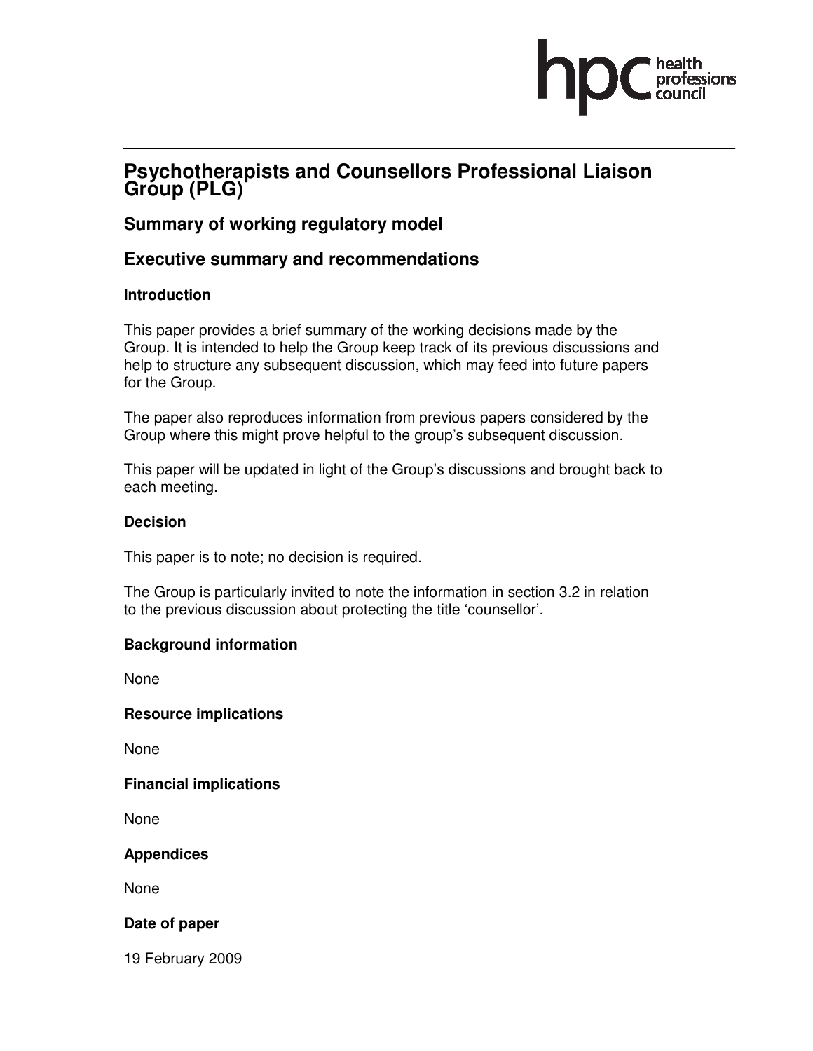# Psychotherapists and Counsellors Professional Liaison Group (PLG)

## Summary of working regulatory model

## Executive summary and recommendations

### Introduction

This paper provides a brief summary of the working decisions made by the Group. It is intended to help the Group keep track of its previous discussions and help to structure any subsequent discussion, which may feed into future papers for the Group.

The paper also reproduces information from previous papers considered by the Group where this might prove helpful to the group's subsequent discussion.

This paper will be updated in light of the Group's discussions and brought back to each meeting.

### Decision

This paper is to note; no decision is required.

The Group is particularly invited to note the information in section 3.2 in relation to the previous discussion about protecting the title 'counsellor'.

### Background information

None

### Resource implications

None

### Financial implications

None

### Appendices

None

### Date of paper

19 February 2009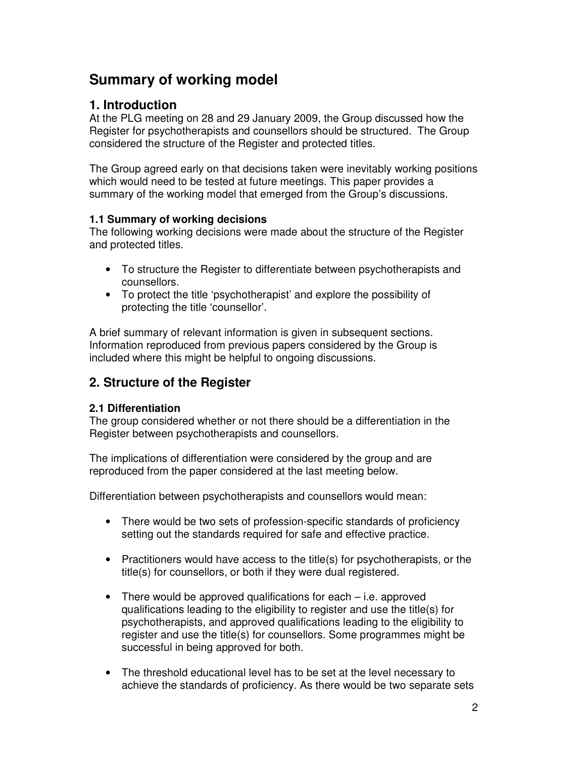# Summary of working model

## 1. Introduction

At the PLG meeting on 28 and 29 January 2009, the Group discussed how the Register for psychotherapists and counsellors should be structured. The Group considered the structure of the Register and protected titles.

The Group agreed early on that decisions taken were inevitably working positions which would need to be tested at future meetings. This paper provides a summary of the working model that emerged from the Group's discussions.

### 1.1 Summary of working decisions

The following working decisions were made about the structure of the Register and protected titles.

- To structure the Register to differentiate between psychotherapists and counsellors.
- To protect the title 'psychotherapist' and explore the possibility of protecting the title 'counsellor'.

A brief summary of relevant information is given in subsequent sections. Information reproduced from previous papers considered by the Group is included where this might be helpful to ongoing discussions.

## 2. Structure of the Register

### 2.1 Differentiation

The group considered whether or not there should be a differentiation in the Register between psychotherapists and counsellors.

The implications of differentiation were considered by the group and are reproduced from the paper considered at the last meeting below.

Differentiation between psychotherapists and counsellors would mean:

- There would be two sets of profession-specific standards of proficiency setting out the standards required for safe and effective practice.

- Practitioners would have access to the title(s) for psychotherapists, or the title(s) for counsellors, or both if they were dual registered.

- There would be approved qualifications for each – i.e. approved qualifications leading to the eligibility to register and use the title(s) for psychotherapists, and approved qualifications leading to the eligibility to register and use the title(s) for counsellors. Some programmes might be successful in being approved for both.

- The threshold educational level has to be set at the level necessary to achieve the standards of proficiency. As there would be two separate sets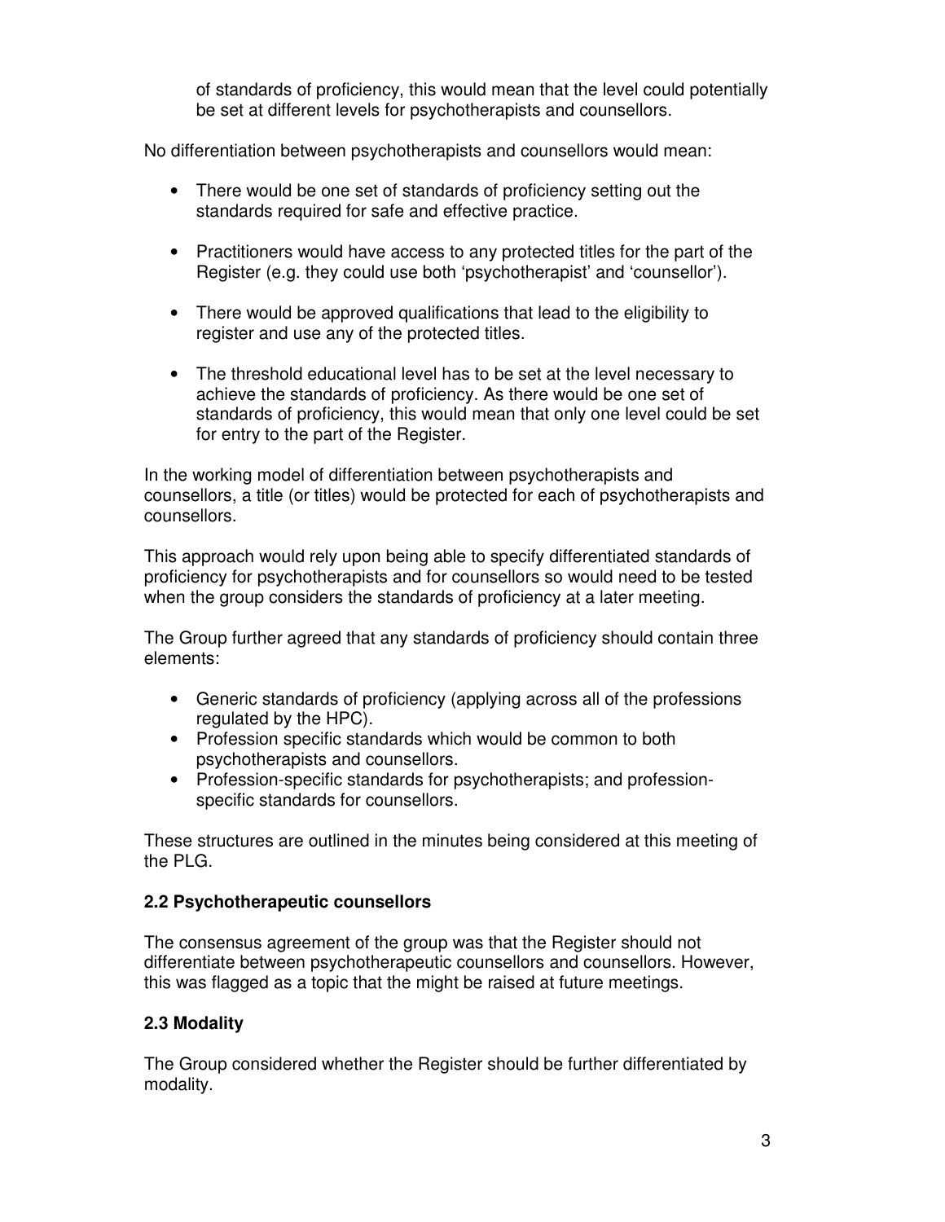of standards of proficiency, this would mean that the level could potentially be set at different levels for psychotherapists and counsellors.

No differentiation between psychotherapists and counsellors would mean:

- There would be one set of standards of proficiency setting out the standards required for safe and effective practice.

- Practitioners would have access to any protected titles for the part of the Register (e.g. they could use both 'psychotherapist' and 'counsellor').

- There would be approved qualifications that lead to the eligibility to register and use any of the protected titles.

- The threshold educational level has to be set at the level necessary to achieve the standards of proficiency. As there would be one set of standards of proficiency, this would mean that only one level could be set for entry to the part of the Register.

In the working model of differentiation between psychotherapists and counsellors, a title (or titles) would be protected for each of psychotherapists and counsellors.

This approach would rely upon being able to specify differentiated standards of proficiency for psychotherapists and for counsellors so would need to be tested when the group considers the standards of proficiency at a later meeting.

The Group further agreed that any standards of proficiency should contain three elements:

- Generic standards of proficiency (applying across all of the professions regulated by the HPC).
- Profession specific standards which would be common to both psychotherapists and counsellors.
- Profession-specific standards for psychotherapists; and profession-specific standards for counsellors.

These structures are outlined in the minutes being considered at this meeting of the PLG.

**2.2 Psychotherapeutic counsellors**

The consensus agreement of the group was that the Register should not differentiate between psychotherapeutic counsellors and counsellors. However, this was flagged as a topic that the might be raised at future meetings.

**2.3 Modality**

The Group considered whether the Register should be further differentiated by modality.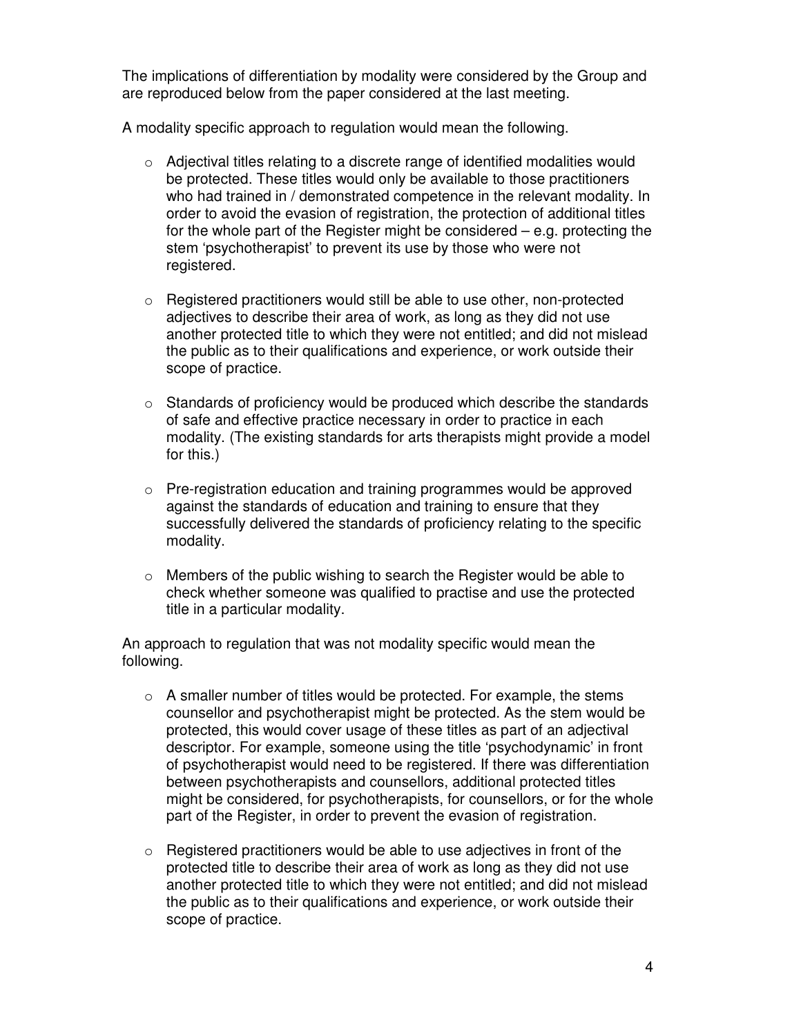The implications of differentiation by modality were considered by the Group and are reproduced below from the paper considered at the last meeting.

A modality specific approach to regulation would mean the following.

- Adjectival titles relating to a discrete range of identified modalities would be protected. These titles would only be available to those practitioners who had trained in / demonstrated competence in the relevant modality. In order to avoid the evasion of registration, the protection of additional titles for the whole part of the Register might be considered – e.g. protecting the stem 'psychotherapist' to prevent its use by those who were not registered.

- Registered practitioners would still be able to use other, non-protected adjectives to describe their area of work, as long as they did not use another protected title to which they were not entitled; and did not mislead the public as to their qualifications and experience, or work outside their scope of practice.

- Standards of proficiency would be produced which describe the standards of safe and effective practice necessary in order to practice in each modality. (The existing standards for arts therapists might provide a model for this.)

- Pre-registration education and training programmes would be approved against the standards of education and training to ensure that they successfully delivered the standards of proficiency relating to the specific modality.

- Members of the public wishing to search the Register would be able to check whether someone was qualified to practise and use the protected title in a particular modality.

An approach to regulation that was not modality specific would mean the following.

- A smaller number of titles would be protected. For example, the stems counsellor and psychotherapist might be protected. As the stem would be protected, this would cover usage of these titles as part of an adjectival descriptor. For example, someone using the title 'psychodynamic' in front of psychotherapist would need to be registered. If there was differentiation between psychotherapists and counsellors, additional protected titles might be considered, for psychotherapists, for counsellors, or for the whole part of the Register, in order to prevent the evasion of registration.

- Registered practitioners would be able to use adjectives in front of the protected title to describe their area of work as long as they did not use another protected title to which they were not entitled; and did not mislead the public as to their qualifications and experience, or work outside their scope of practice.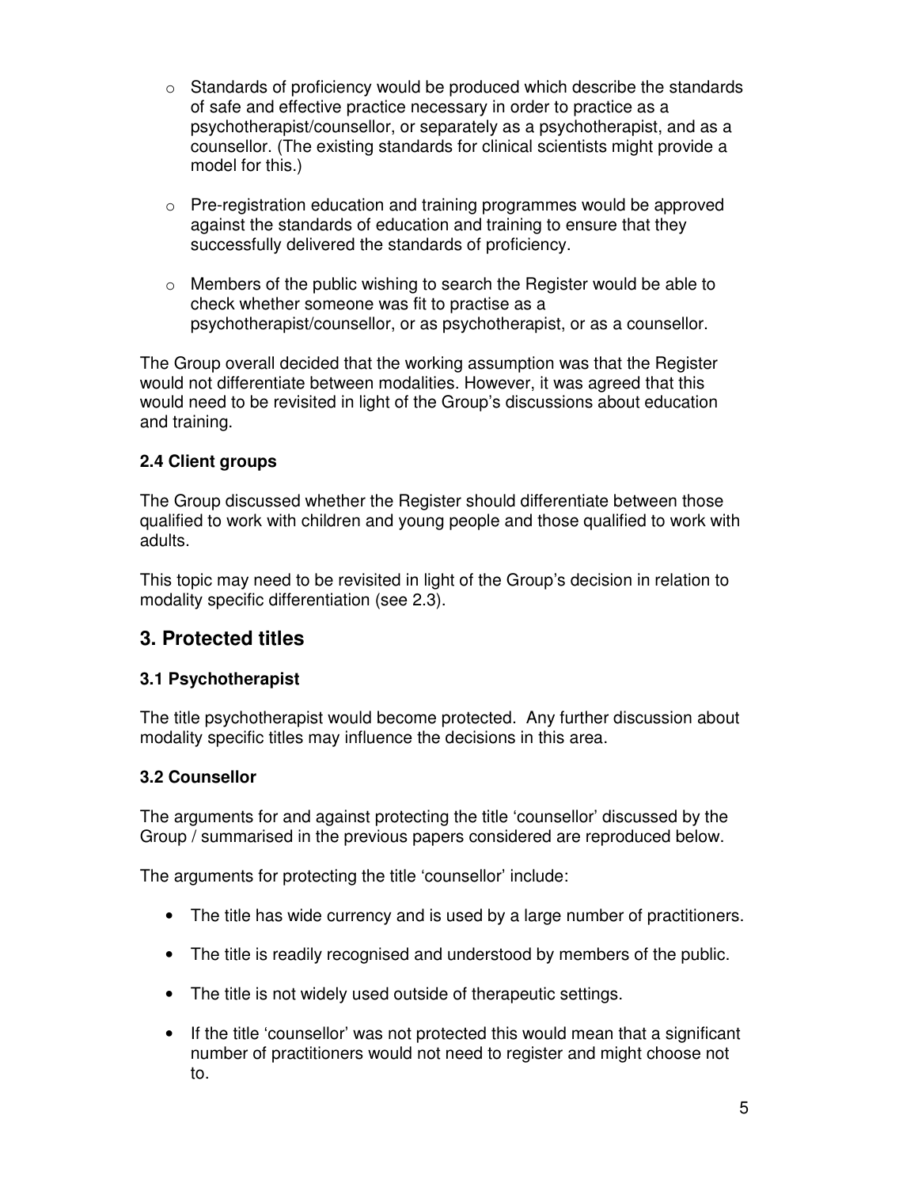- Standards of proficiency would be produced which describe the standards of safe and effective practice necessary in order to practice as a psychotherapist/counsellor, or separately as a psychotherapist, and as a counsellor. (The existing standards for clinical scientists might provide a model for this.)

- Pre-registration education and training programmes would be approved against the standards of education and training to ensure that they successfully delivered the standards of proficiency.

- Members of the public wishing to search the Register would be able to check whether someone was fit to practise as a psychotherapist/counsellor, or as psychotherapist, or as a counsellor.

The Group overall decided that the working assumption was that the Register would not differentiate between modalities. However, it was agreed that this would need to be revisited in light of the Group's discussions about education and training.

### 2.4 Client groups

The Group discussed whether the Register should differentiate between those qualified to work with children and young people and those qualified to work with adults.

This topic may need to be revisited in light of the Group's decision in relation to modality specific differentiation (see 2.3).

## 3. Protected titles

### 3.1 Psychotherapist

The title psychotherapist would become protected. Any further discussion about modality specific titles may influence the decisions in this area.

### 3.2 Counsellor

The arguments for and against protecting the title 'counsellor' discussed by the Group / summarised in the previous papers considered are reproduced below.

The arguments for protecting the title 'counsellor' include:

- The title has wide currency and is used by a large number of practitioners.

- The title is readily recognised and understood by members of the public.

- The title is not widely used outside of therapeutic settings.

- If the title 'counsellor' was not protected this would mean that a significant number of practitioners would not need to register and might choose not to.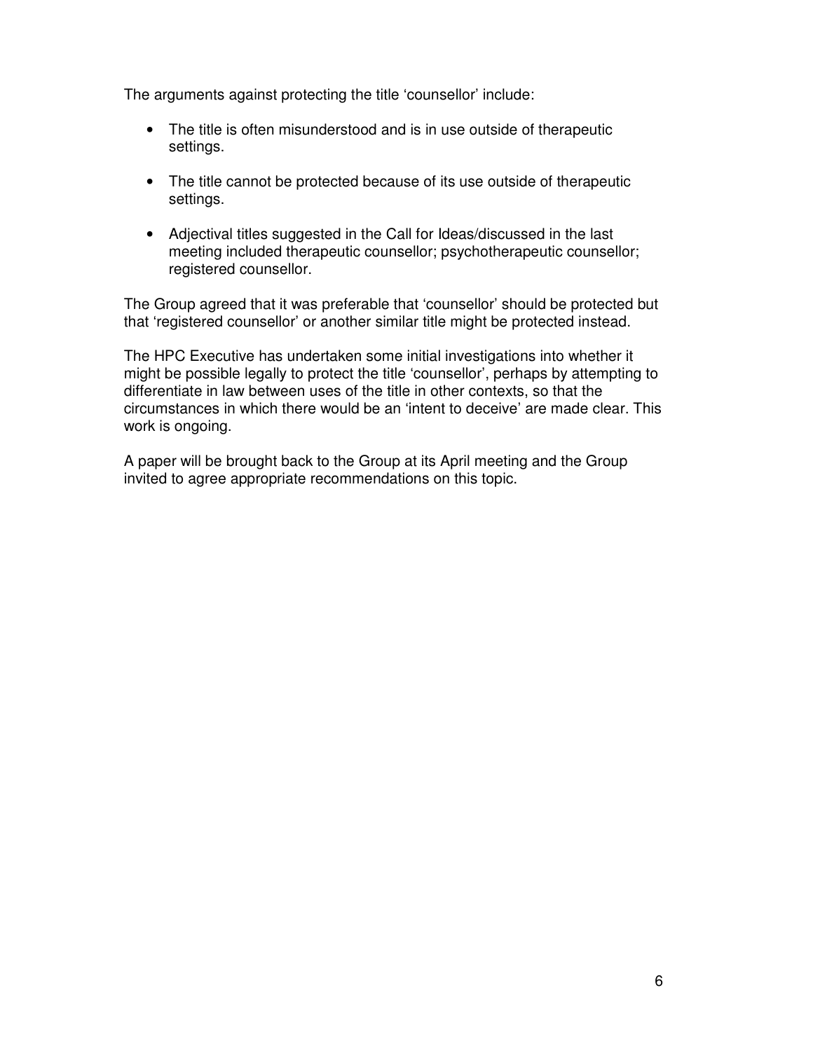The arguments against protecting the title 'counsellor' include:

- The title is often misunderstood and is in use outside of therapeutic settings.
- The title cannot be protected because of its use outside of therapeutic settings.
- Adjectival titles suggested in the Call for Ideas/discussed in the last meeting included therapeutic counsellor; psychotherapeutic counsellor; registered counsellor.

The Group agreed that it was preferable that 'counsellor' should be protected but that 'registered counsellor' or another similar title might be protected instead.

The HPC Executive has undertaken some initial investigations into whether it might be possible legally to protect the title 'counsellor', perhaps by attempting to differentiate in law between uses of the title in other contexts, so that the circumstances in which there would be an 'intent to deceive' are made clear. This work is ongoing.

A paper will be brought back to the Group at its April meeting and the Group invited to agree appropriate recommendations on this topic.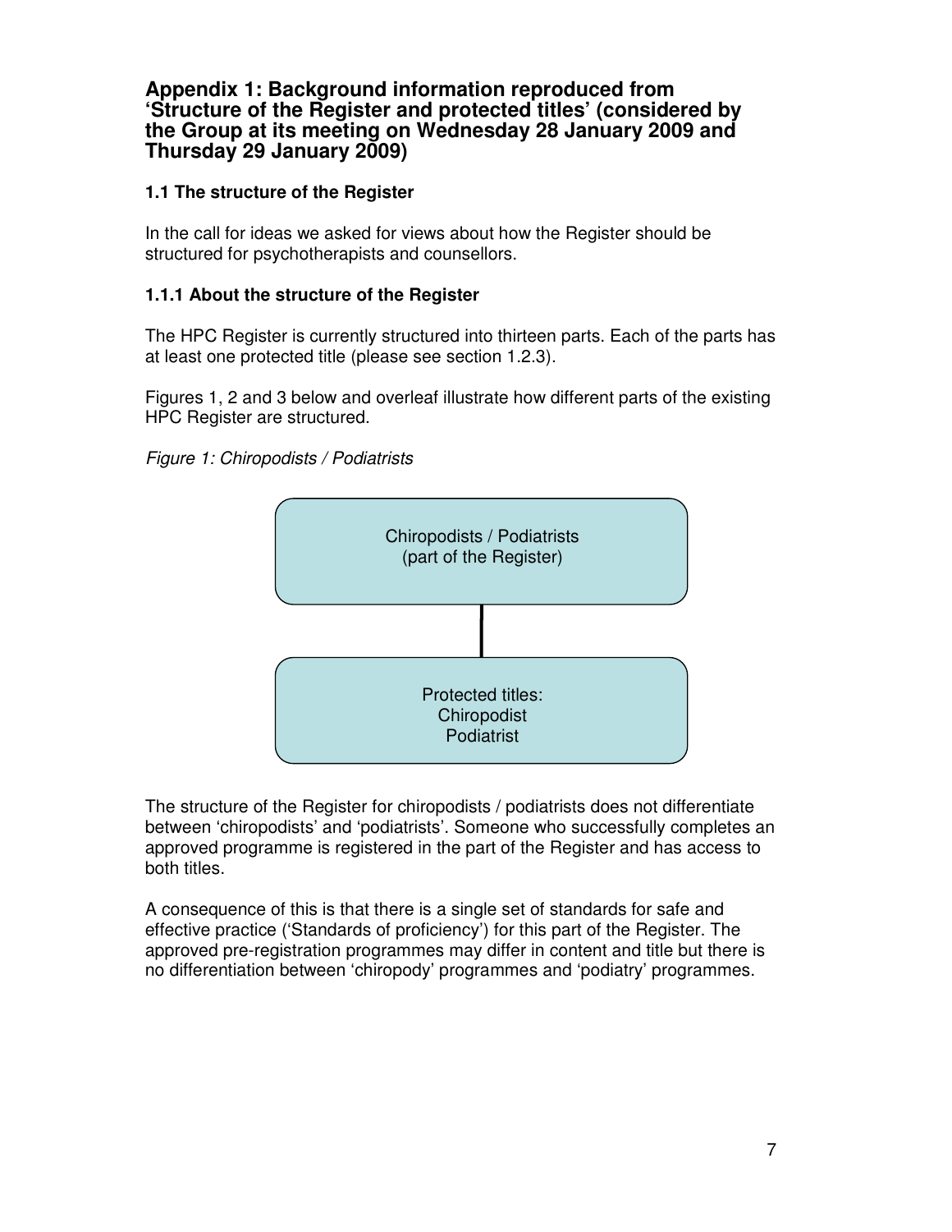# Appendix 1: Background information reproduced from 'Structure of the Register and protected titles' (considered by the Group at its meeting on Wednesday 28 January 2009 and Thursday 29 January 2009)

### 1.1 The structure of the Register

In the call for ideas we asked for views about how the Register should be structured for psychotherapists and counsellors.

### 1.1.1 About the structure of the Register

The HPC Register is currently structured into thirteen parts. Each of the parts has at least one protected title (please see section 1.2.3).

Figures 1, 2 and 3 below and overleaf illustrate how different parts of the existing HPC Register are structured.

*Figure 1: Chiropodists / Podiatrists*

Chiropodists / Podiatrists
(part of the Register)

Protected titles:
Chiropodist
Podiatrist

The structure of the Register for chiropodists / podiatrists does not differentiate between 'chiropodists' and 'podiatrists'. Someone who successfully completes an approved programme is registered in the part of the Register and has access to both titles.

A consequence of this is that there is a single set of standards for safe and effective practice ('Standards of proficiency') for this part of the Register. The approved pre-registration programmes may differ in content and title but there is no differentiation between 'chiropody' programmes and 'podiatry' programmes.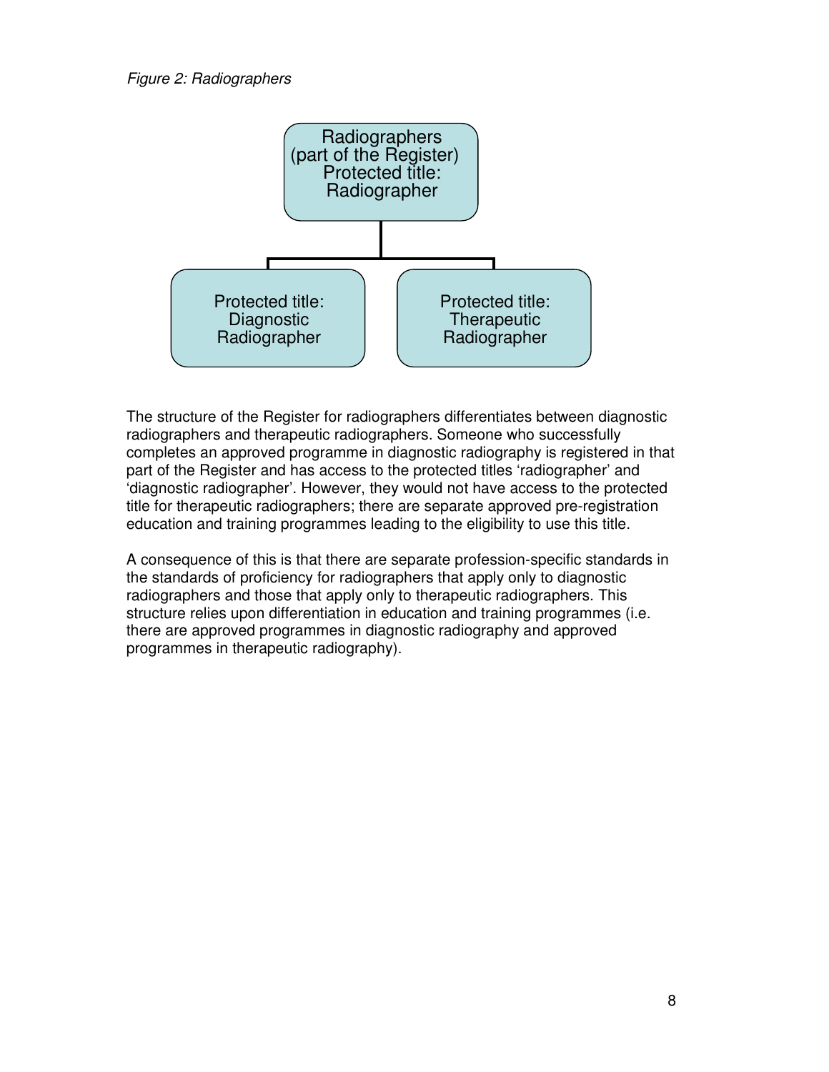*Figure 2: Radiographers*

Radiographers (part of the Register) Protected title: Radiographer

Protected title: Diagnostic Radiographer

Protected title: Therapeutic Radiographer

The structure of the Register for radiographers differentiates between diagnostic radiographers and therapeutic radiographers. Someone who successfully completes an approved programme in diagnostic radiography is registered in that part of the Register and has access to the protected titles 'radiographer' and 'diagnostic radiographer'. However, they would not have access to the protected title for therapeutic radiographers; there are separate approved pre-registration education and training programmes leading to the eligibility to use this title.

A consequence of this is that there are separate profession-specific standards in the standards of proficiency for radiographers that apply only to diagnostic radiographers and those that apply only to therapeutic radiographers. This structure relies upon differentiation in education and training programmes (i.e. there are approved programmes in diagnostic radiography and approved programmes in therapeutic radiography).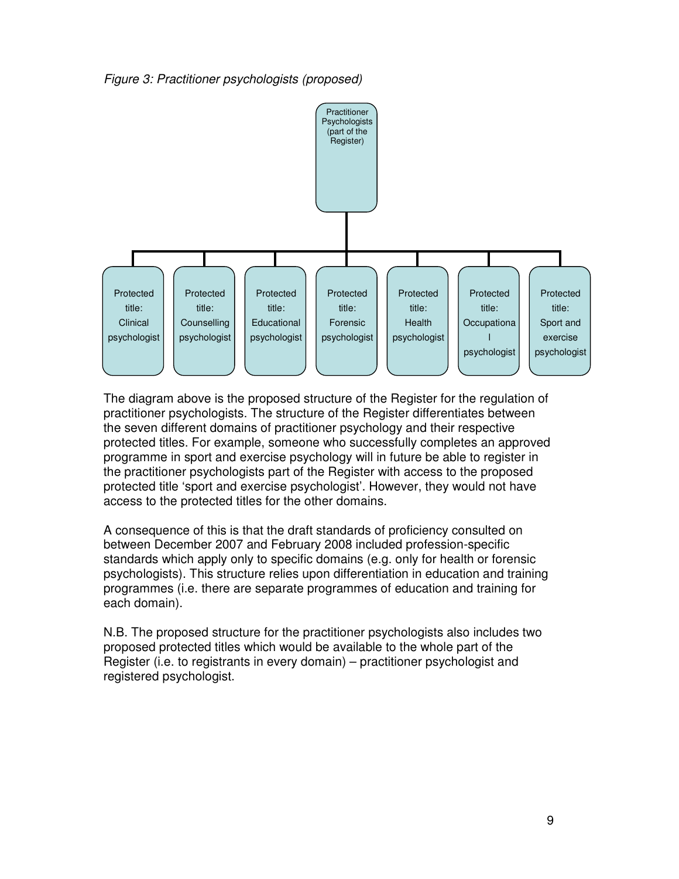*Figure 3: Practitioner psychologists (proposed)*

Practitioner Psychologists (part of the Register)

- Protected title: Clinical psychologist
- Protected title: Counselling psychologist
- Protected title: Educational psychologist
- Protected title: Forensic psychologist
- Protected title: Health psychologist
- Protected title: Occupational psychologist
- Protected title: Sport and exercise psychologist

The diagram above is the proposed structure of the Register for the regulation of practitioner psychologists. The structure of the Register differentiates between the seven different domains of practitioner psychology and their respective protected titles. For example, someone who successfully completes an approved programme in sport and exercise psychology will in future be able to register in the practitioner psychologists part of the Register with access to the proposed protected title 'sport and exercise psychologist'. However, they would not have access to the protected titles for the other domains.

A consequence of this is that the draft standards of proficiency consulted on between December 2007 and February 2008 included profession-specific standards which apply only to specific domains (e.g. only for health or forensic psychologists). This structure relies upon differentiation in education and training programmes (i.e. there are separate programmes of education and training for each domain).

N.B. The proposed structure for the practitioner psychologists also includes two proposed protected titles which would be available to the whole part of the Register (i.e. to registrants in every domain) – practitioner psychologist and registered psychologist.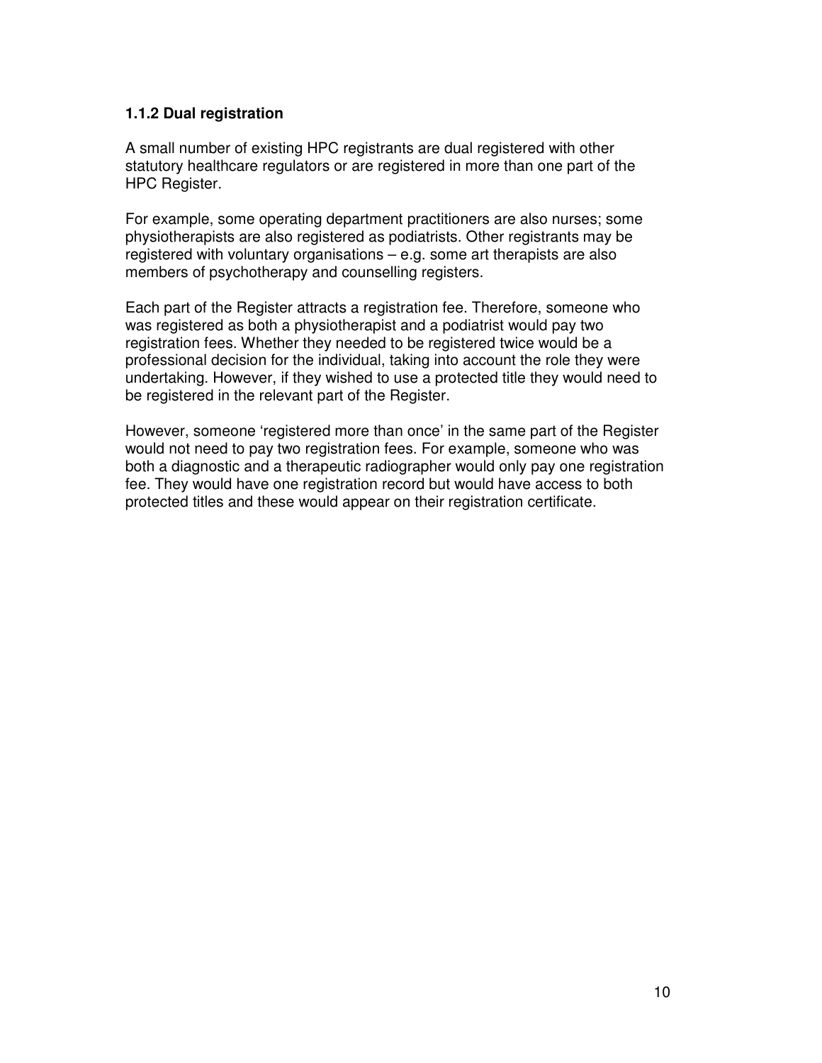### 1.1.2 Dual registration

A small number of existing HPC registrants are dual registered with other statutory healthcare regulators or are registered in more than one part of the HPC Register.

For example, some operating department practitioners are also nurses; some physiotherapists are also registered as podiatrists. Other registrants may be registered with voluntary organisations – e.g. some art therapists are also members of psychotherapy and counselling registers.

Each part of the Register attracts a registration fee. Therefore, someone who was registered as both a physiotherapist and a podiatrist would pay two registration fees. Whether they needed to be registered twice would be a professional decision for the individual, taking into account the role they were undertaking. However, if they wished to use a protected title they would need to be registered in the relevant part of the Register.

However, someone 'registered more than once' in the same part of the Register would not need to pay two registration fees. For example, someone who was both a diagnostic and a therapeutic radiographer would only pay one registration fee. They would have one registration record but would have access to both protected titles and these would appear on their registration certificate.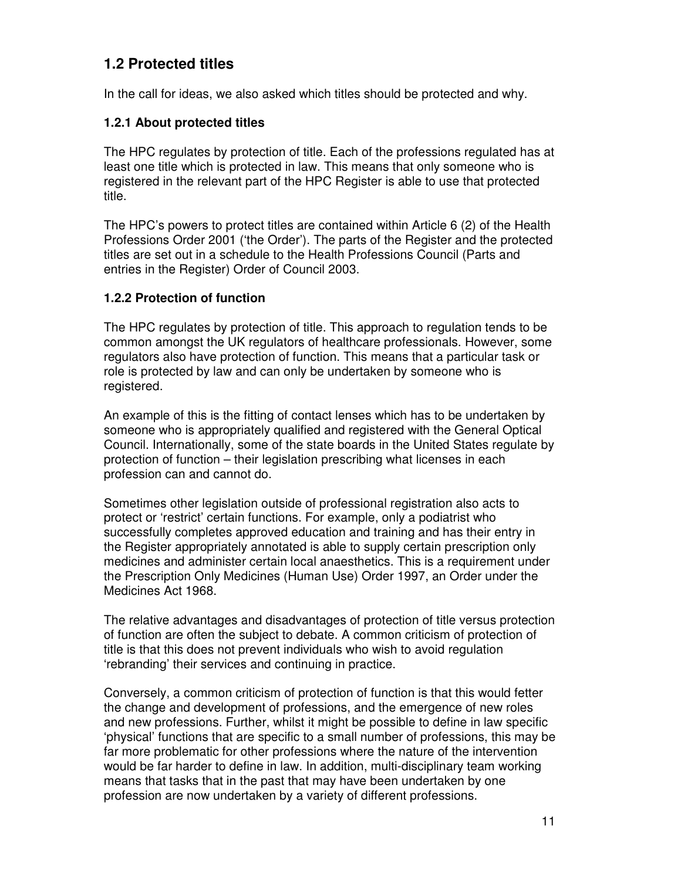## 1.2 Protected titles

In the call for ideas, we also asked which titles should be protected and why.

### 1.2.1 About protected titles

The HPC regulates by protection of title. Each of the professions regulated has at least one title which is protected in law. This means that only someone who is registered in the relevant part of the HPC Register is able to use that protected title.

The HPC's powers to protect titles are contained within Article 6 (2) of the Health Professions Order 2001 ('the Order'). The parts of the Register and the protected titles are set out in a schedule to the Health Professions Council (Parts and entries in the Register) Order of Council 2003.

### 1.2.2 Protection of function

The HPC regulates by protection of title. This approach to regulation tends to be common amongst the UK regulators of healthcare professionals. However, some regulators also have protection of function. This means that a particular task or role is protected by law and can only be undertaken by someone who is registered.

An example of this is the fitting of contact lenses which has to be undertaken by someone who is appropriately qualified and registered with the General Optical Council. Internationally, some of the state boards in the United States regulate by protection of function – their legislation prescribing what licenses in each profession can and cannot do.

Sometimes other legislation outside of professional registration also acts to protect or 'restrict' certain functions. For example, only a podiatrist who successfully completes approved education and training and has their entry in the Register appropriately annotated is able to supply certain prescription only medicines and administer certain local anaesthetics. This is a requirement under the Prescription Only Medicines (Human Use) Order 1997, an Order under the Medicines Act 1968.

The relative advantages and disadvantages of protection of title versus protection of function are often the subject to debate. A common criticism of protection of title is that this does not prevent individuals who wish to avoid regulation 'rebranding' their services and continuing in practice.

Conversely, a common criticism of protection of function is that this would fetter the change and development of professions, and the emergence of new roles and new professions. Further, whilst it might be possible to define in law specific 'physical' functions that are specific to a small number of professions, this may be far more problematic for other professions where the nature of the intervention would be far harder to define in law. In addition, multi-disciplinary team working means that tasks that in the past that may have been undertaken by one profession are now undertaken by a variety of different professions.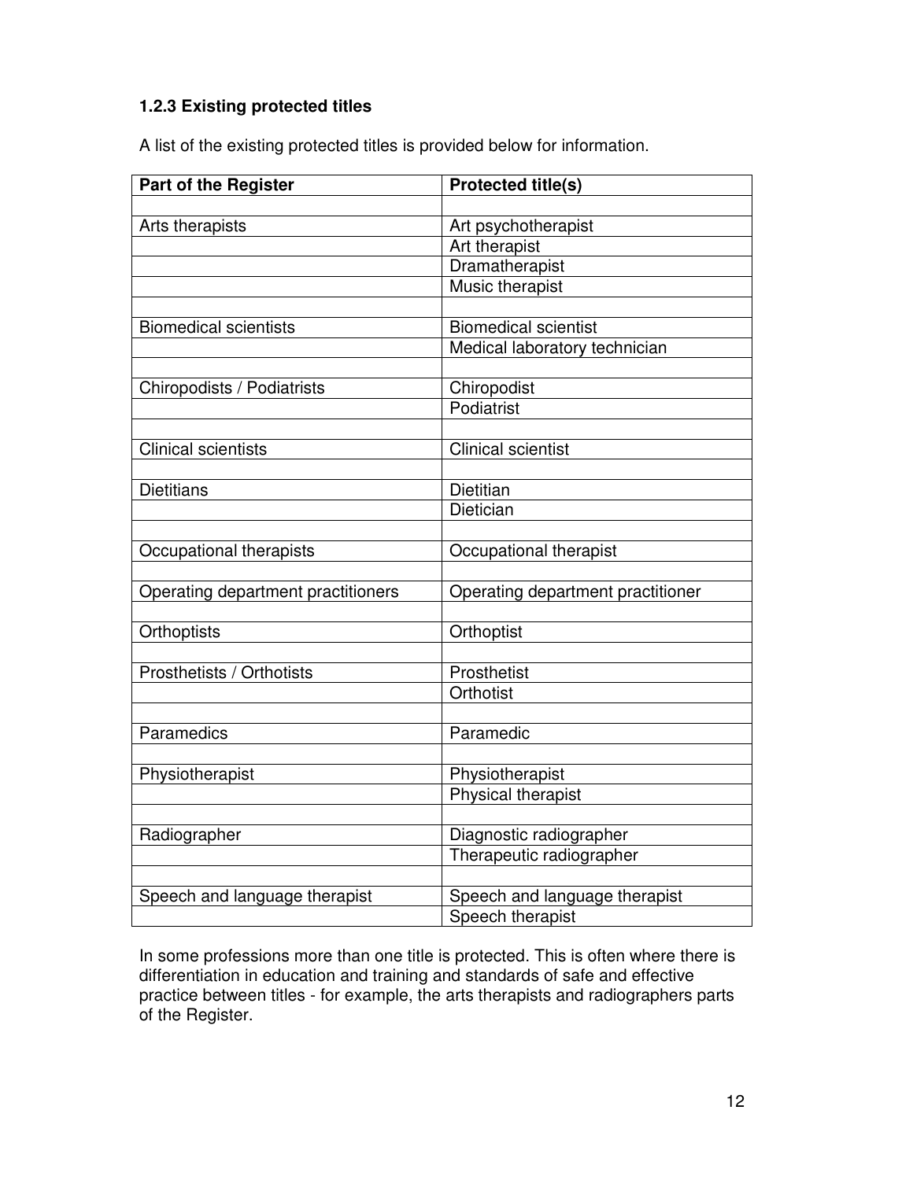### 1.2.3 Existing protected titles

A list of the existing protected titles is provided below for information.

| Part of the Register | Protected title(s) |
|---|---|
| | |
| Arts therapists | Art psychotherapist |
| | Art therapist |
| | Dramatherapist |
| | Music therapist |
| | |
| Biomedical scientists | Biomedical scientist |
| | Medical laboratory technician |
| | |
| Chiropodists / Podiatrists | Chiropodist |
| | Podiatrist |
| | |
| Clinical scientists | Clinical scientist |
| | |
| Dietitians | Dietitian |
| | Dietician |
| | |
| Occupational therapists | Occupational therapist |
| | |
| Operating department practitioners | Operating department practitioner |
| | |
| Orthoptists | Orthoptist |
| | |
| Prosthetists / Orthotists | Prosthetist |
| | Orthotist |
| | |
| Paramedics | Paramedic |
| | |
| Physiotherapist | Physiotherapist |
| | Physical therapist |
| | |
| Radiographer | Diagnostic radiographer |
| | Therapeutic radiographer |
| | |
| Speech and language therapist | Speech and language therapist |
| | Speech therapist |

In some professions more than one title is protected. This is often where there is differentiation in education and training and standards of safe and effective practice between titles - for example, the arts therapists and radiographers parts of the Register.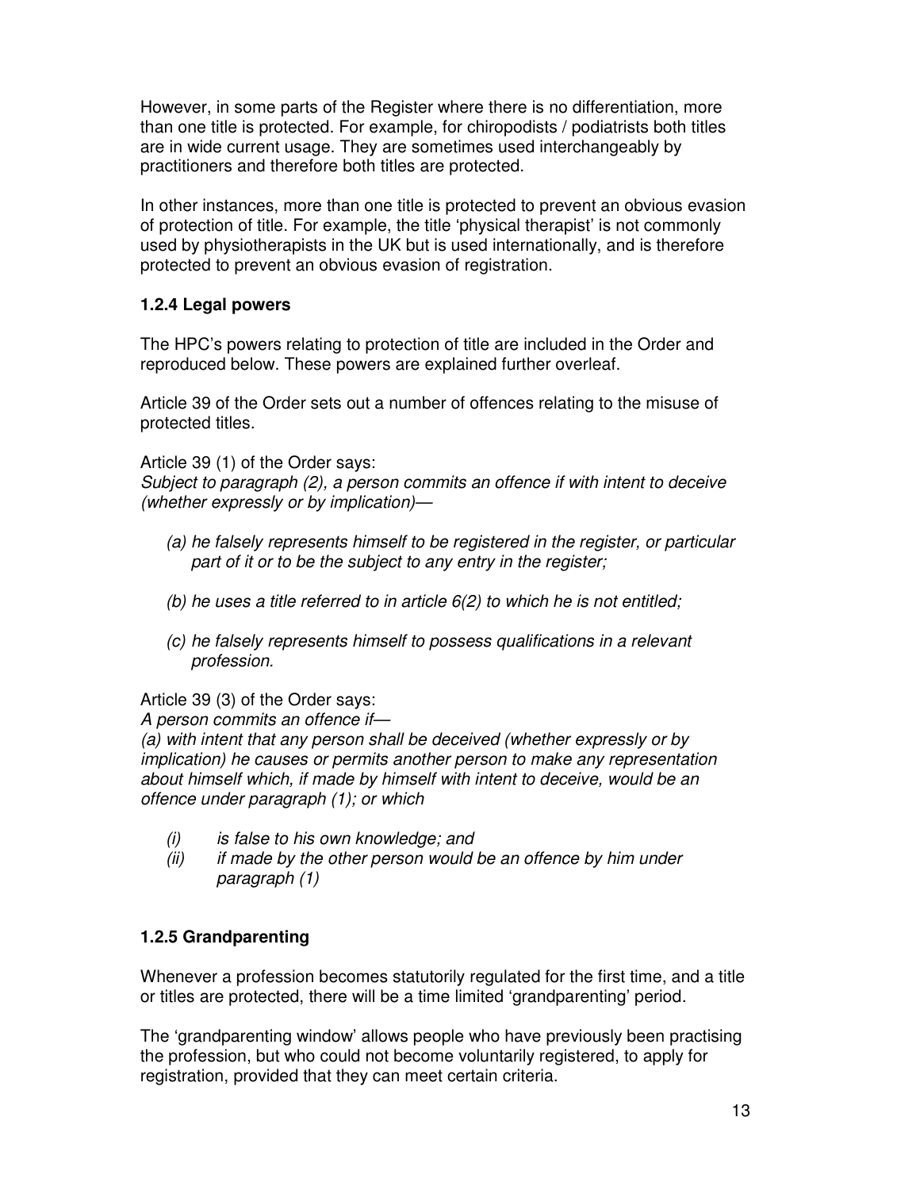However, in some parts of the Register where there is no differentiation, more than one title is protected. For example, for chiropodists / podiatrists both titles are in wide current usage. They are sometimes used interchangeably by practitioners and therefore both titles are protected.

In other instances, more than one title is protected to prevent an obvious evasion of protection of title. For example, the title 'physical therapist' is not commonly used by physiotherapists in the UK but is used internationally, and is therefore protected to prevent an obvious evasion of registration.

### 1.2.4 Legal powers

The HPC's powers relating to protection of title are included in the Order and reproduced below. These powers are explained further overleaf.

Article 39 of the Order sets out a number of offences relating to the misuse of protected titles.

Article 39 (1) of the Order says:
*Subject to paragraph (2), a person commits an offence if with intent to deceive (whether expressly or by implication)—*

*(a) he falsely represents himself to be registered in the register, or particular part of it or to be the subject to any entry in the register;*

*(b) he uses a title referred to in article 6(2) to which he is not entitled;*

*(c) he falsely represents himself to possess qualifications in a relevant profession.*

Article 39 (3) of the Order says:
*A person commits an offence if—*
*(a) with intent that any person shall be deceived (whether expressly or by implication) he causes or permits another person to make any representation about himself which, if made by himself with intent to deceive, would be an offence under paragraph (1); or which*

*(i) is false to his own knowledge; and*
*(ii) if made by the other person would be an offence by him under paragraph (1)*

### 1.2.5 Grandparenting

Whenever a profession becomes statutorily regulated for the first time, and a title or titles are protected, there will be a time limited 'grandparenting' period.

The 'grandparenting window' allows people who have previously been practising the profession, but who could not become voluntarily registered, to apply for registration, provided that they can meet certain criteria.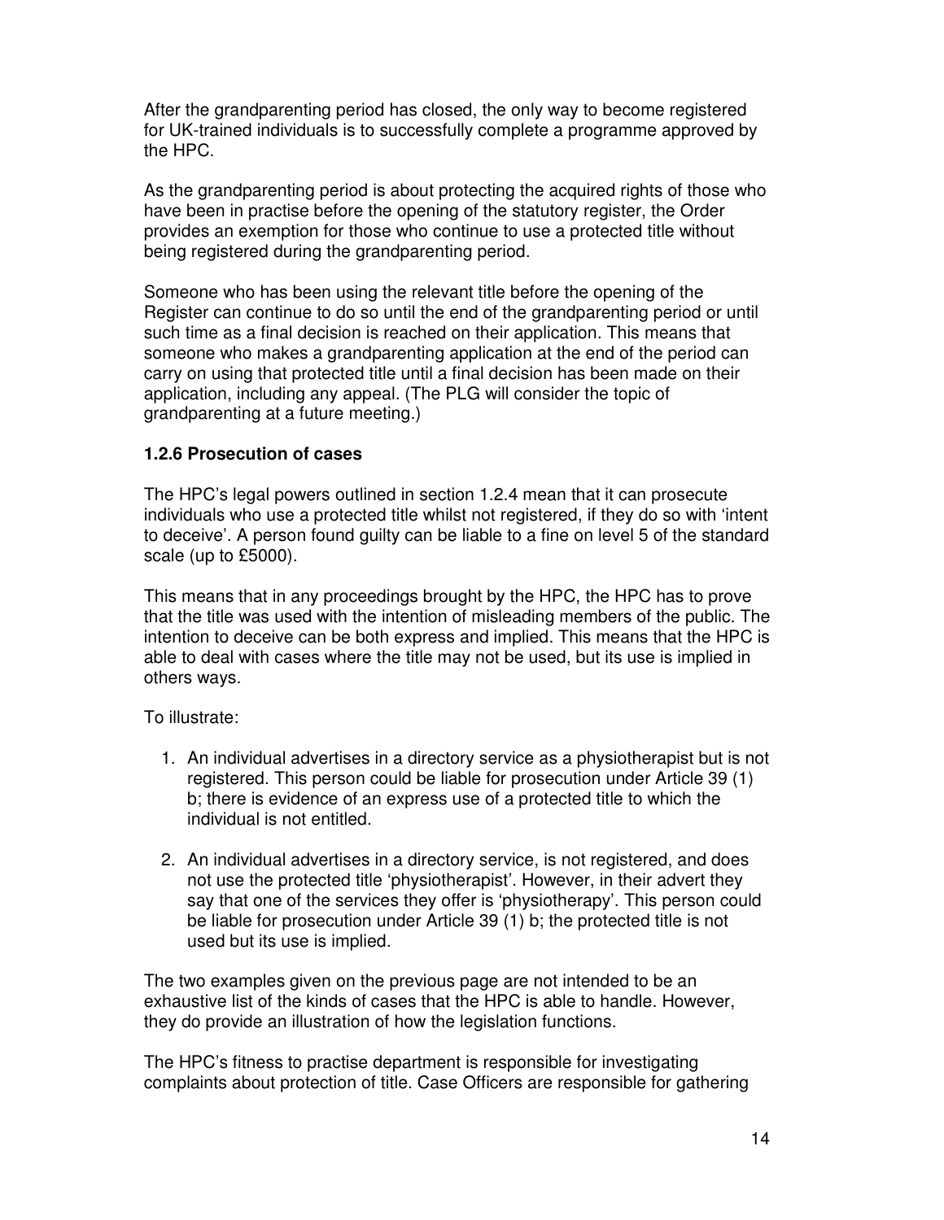After the grandparenting period has closed, the only way to become registered for UK-trained individuals is to successfully complete a programme approved by the HPC.

As the grandparenting period is about protecting the acquired rights of those who have been in practise before the opening of the statutory register, the Order provides an exemption for those who continue to use a protected title without being registered during the grandparenting period.

Someone who has been using the relevant title before the opening of the Register can continue to do so until the end of the grandparenting period or until such time as a final decision is reached on their application. This means that someone who makes a grandparenting application at the end of the period can carry on using that protected title until a final decision has been made on their application, including any appeal. (The PLG will consider the topic of grandparenting at a future meeting.)

### 1.2.6 Prosecution of cases

The HPC's legal powers outlined in section 1.2.4 mean that it can prosecute individuals who use a protected title whilst not registered, if they do so with 'intent to deceive'. A person found guilty can be liable to a fine on level 5 of the standard scale (up to £5000).

This means that in any proceedings brought by the HPC, the HPC has to prove that the title was used with the intention of misleading members of the public. The intention to deceive can be both express and implied. This means that the HPC is able to deal with cases where the title may not be used, but its use is implied in others ways.

To illustrate:

1. An individual advertises in a directory service as a physiotherapist but is not registered. This person could be liable for prosecution under Article 39 (1) b; there is evidence of an express use of a protected title to which the individual is not entitled.

2. An individual advertises in a directory service, is not registered, and does not use the protected title 'physiotherapist'. However, in their advert they say that one of the services they offer is 'physiotherapy'. This person could be liable for prosecution under Article 39 (1) b; the protected title is not used but its use is implied.

The two examples given on the previous page are not intended to be an exhaustive list of the kinds of cases that the HPC is able to handle. However, they do provide an illustration of how the legislation functions.

The HPC's fitness to practise department is responsible for investigating complaints about protection of title. Case Officers are responsible for gathering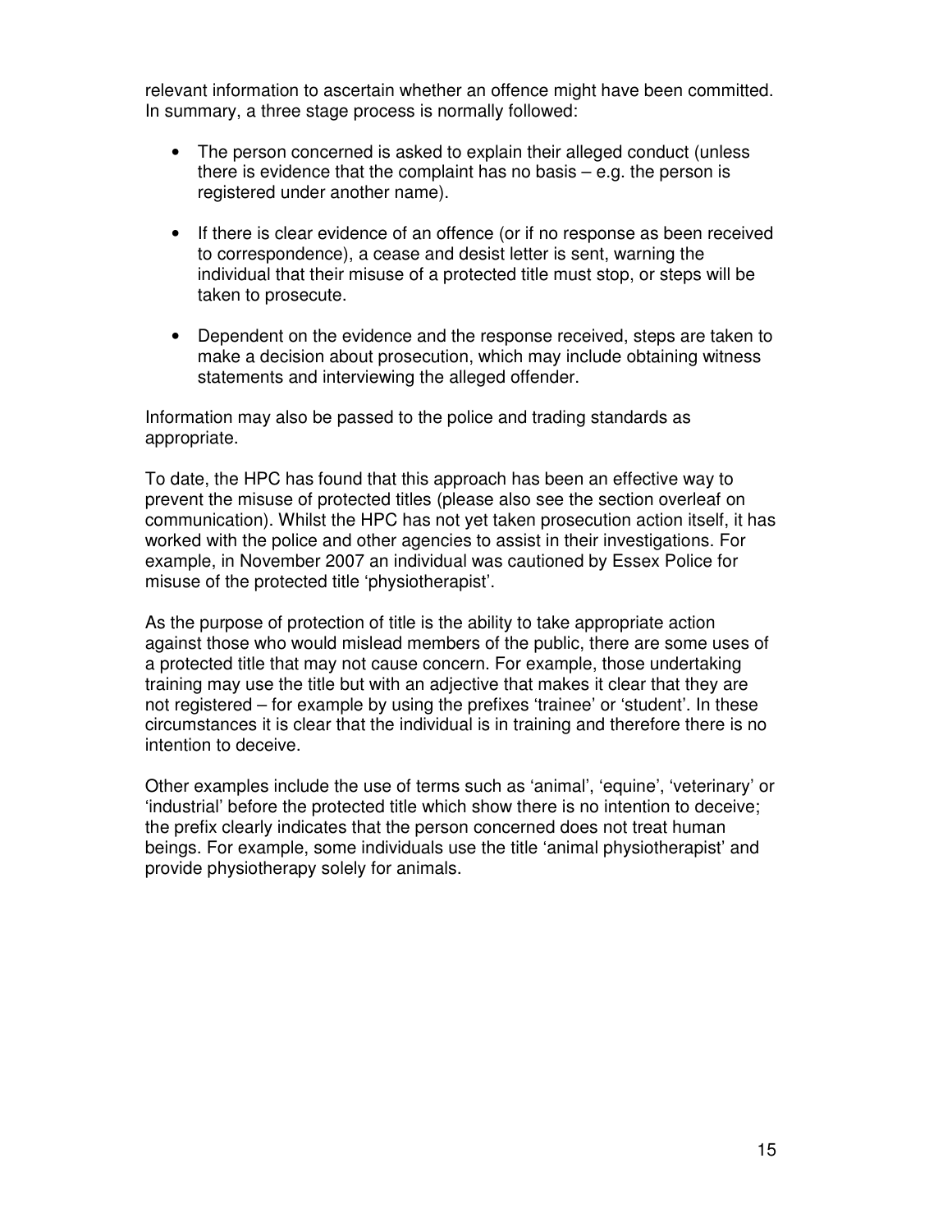relevant information to ascertain whether an offence might have been committed. In summary, a three stage process is normally followed:

- The person concerned is asked to explain their alleged conduct (unless there is evidence that the complaint has no basis – e.g. the person is registered under another name).

- If there is clear evidence of an offence (or if no response as been received to correspondence), a cease and desist letter is sent, warning the individual that their misuse of a protected title must stop, or steps will be taken to prosecute.

- Dependent on the evidence and the response received, steps are taken to make a decision about prosecution, which may include obtaining witness statements and interviewing the alleged offender.

Information may also be passed to the police and trading standards as appropriate.

To date, the HPC has found that this approach has been an effective way to prevent the misuse of protected titles (please also see the section overleaf on communication). Whilst the HPC has not yet taken prosecution action itself, it has worked with the police and other agencies to assist in their investigations. For example, in November 2007 an individual was cautioned by Essex Police for misuse of the protected title 'physiotherapist'.

As the purpose of protection of title is the ability to take appropriate action against those who would mislead members of the public, there are some uses of a protected title that may not cause concern. For example, those undertaking training may use the title but with an adjective that makes it clear that they are not registered – for example by using the prefixes 'trainee' or 'student'. In these circumstances it is clear that the individual is in training and therefore there is no intention to deceive.

Other examples include the use of terms such as 'animal', 'equine', 'veterinary' or 'industrial' before the protected title which show there is no intention to deceive; the prefix clearly indicates that the person concerned does not treat human beings. For example, some individuals use the title 'animal physiotherapist' and provide physiotherapy solely for animals.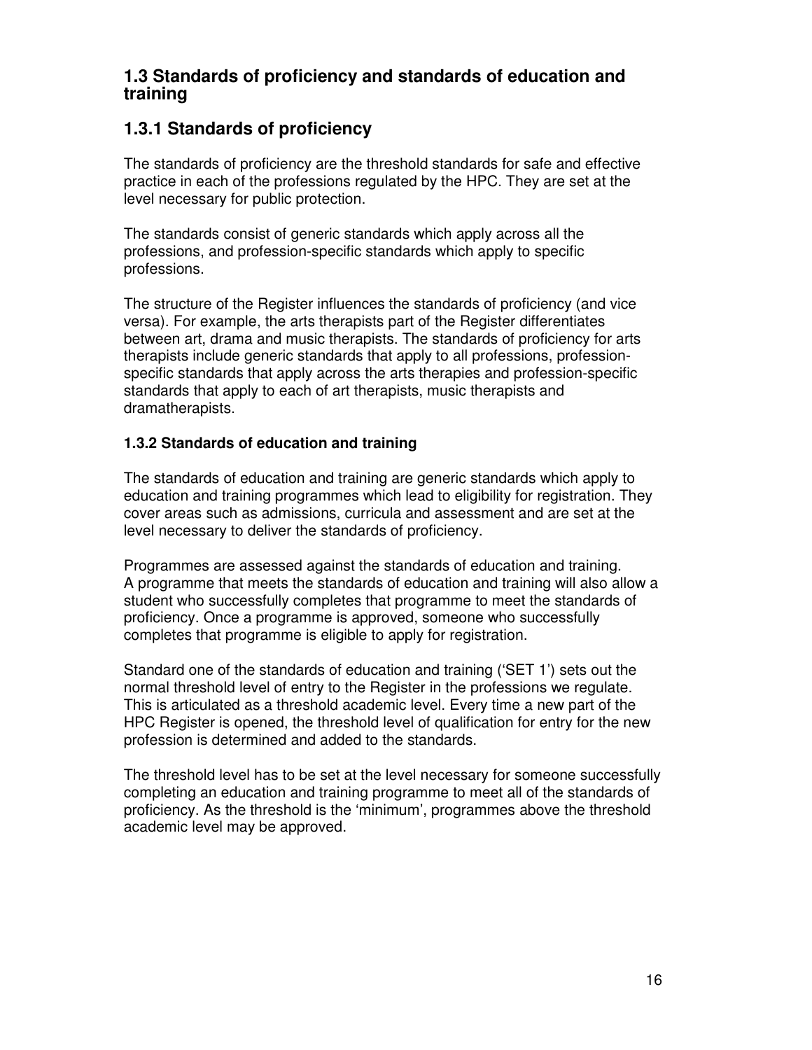## 1.3 Standards of proficiency and standards of education and training

## 1.3.1 Standards of proficiency

The standards of proficiency are the threshold standards for safe and effective practice in each of the professions regulated by the HPC. They are set at the level necessary for public protection.

The standards consist of generic standards which apply across all the professions, and profession-specific standards which apply to specific professions.

The structure of the Register influences the standards of proficiency (and vice versa). For example, the arts therapists part of the Register differentiates between art, drama and music therapists. The standards of proficiency for arts therapists include generic standards that apply to all professions, profession-specific standards that apply across the arts therapies and profession-specific standards that apply to each of art therapists, music therapists and dramatherapists.

### 1.3.2 Standards of education and training

The standards of education and training are generic standards which apply to education and training programmes which lead to eligibility for registration. They cover areas such as admissions, curricula and assessment and are set at the level necessary to deliver the standards of proficiency.

Programmes are assessed against the standards of education and training. A programme that meets the standards of education and training will also allow a student who successfully completes that programme to meet the standards of proficiency. Once a programme is approved, someone who successfully completes that programme is eligible to apply for registration.

Standard one of the standards of education and training ('SET 1') sets out the normal threshold level of entry to the Register in the professions we regulate. This is articulated as a threshold academic level. Every time a new part of the HPC Register is opened, the threshold level of qualification for entry for the new profession is determined and added to the standards.

The threshold level has to be set at the level necessary for someone successfully completing an education and training programme to meet all of the standards of proficiency. As the threshold is the 'minimum', programmes above the threshold academic level may be approved.